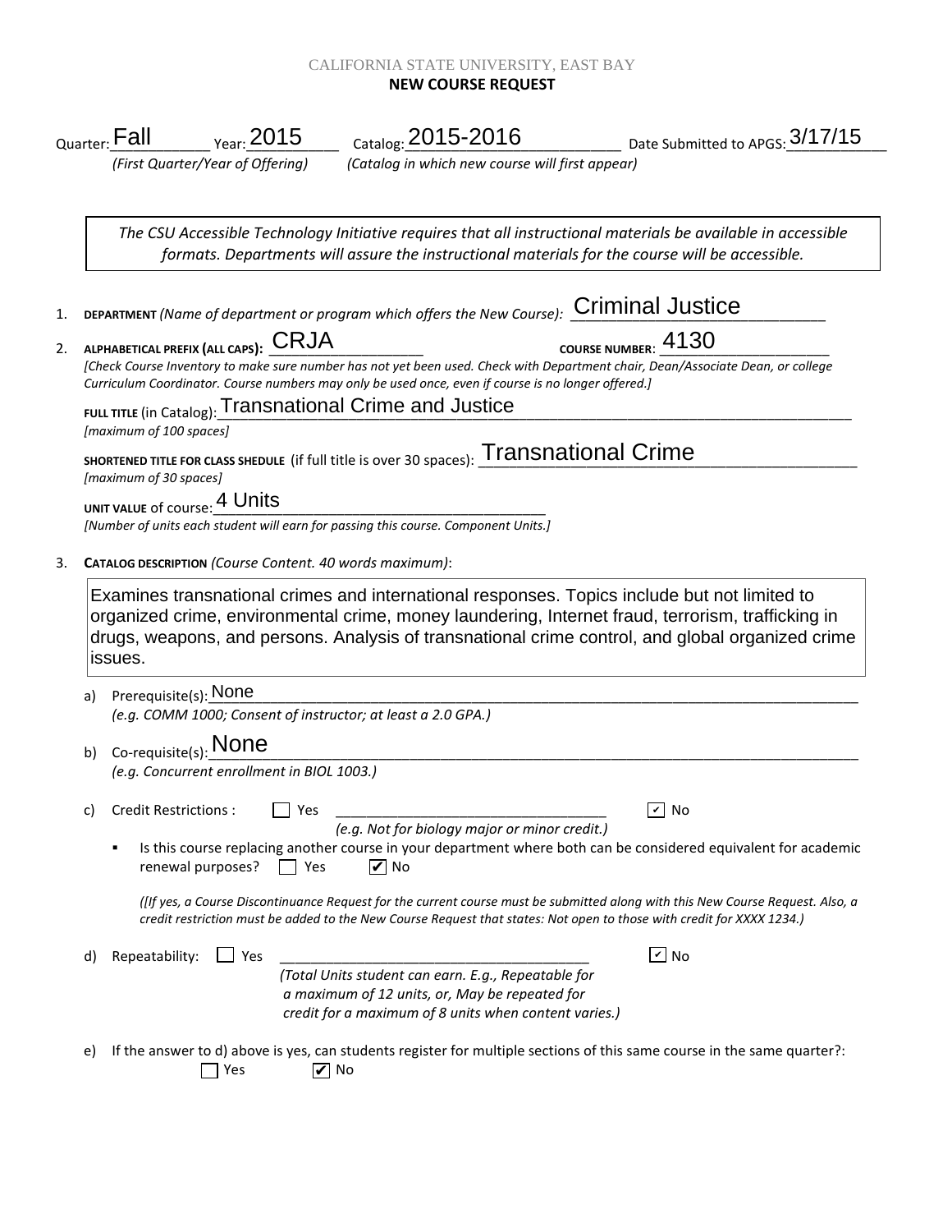CALIFORNIA STATE UNIVERSITY, EAST BAY

**NEW COURSE REQUEST**

Quarter: Fall Year: 2015 Catalog: 2015-2016 Date Submitted to APGS: 3/17/15

*(First Quarter/Year of Offering)* *(Catalog in which new course will first appear)*

> *The CSU Accessible Technology Initiative requires that all instructional materials be available in accessible formats. Departments will assure the instructional materials for the course will be accessible.*

1. **DEPARTMENT** *(Name of department or program which offers the New Course):* Criminal Justice

2. **ALPHABETICAL PREFIX (ALL CAPS):** CRJA **COURSE NUMBER:** 4130

   *[Check Course Inventory to make sure number has not yet been used. Check with Department chair, Dean/Associate Dean, or college Curriculum Coordinator. Course numbers may only be used once, even if course is no longer offered.]*

   **FULL TITLE** (in Catalog): Transnational Crime and Justice
   *[maximum of 100 spaces]*

   **SHORTENED TITLE FOR CLASS SHEDULE** (if full title is over 30 spaces): Transnational Crime
   *[maximum of 30 spaces]*

   **UNIT VALUE** of course: 4 Units
   *[Number of units each student will earn for passing this course. Component Units.]*

3. **CATALOG DESCRIPTION** *(Course Content. 40 words maximum)*:

   Examines transnational crimes and international responses. Topics include but not limited to organized crime, environmental crime, money laundering, Internet fraud, terrorism, trafficking in drugs, weapons, and persons. Analysis of transnational crime control, and global organized crime issues.

   a) Prerequisite(s): None
   *(e.g. COMM 1000; Consent of instructor; at least a 2.0 GPA.)*

   b) Co-requisite(s): None
   *(e.g. Concurrent enrollment in BIOL 1003.)*

   c) Credit Restrictions : ☐ Yes ________ ☑ No
   *(e.g. Not for biology major or minor credit.)*

   - Is this course replacing another course in your department where both can be considered equivalent for academic renewal purposes? ☐ Yes ☑ No

   *([If yes, a Course Discontinuance Request for the current course must be submitted along with this New Course Request. Also, a credit restriction must be added to the New Course Request that states: Not open to those with credit for XXXX 1234.)*

   d) Repeatability: ☐ Yes ________ ☑ No
   *(Total Units student can earn. E.g., Repeatable for a maximum of 12 units, or, May be repeated for credit for a maximum of 8 units when content varies.)*

   e) If the answer to d) above is yes, can students register for multiple sections of this same course in the same quarter?:
   ☐ Yes ☑ No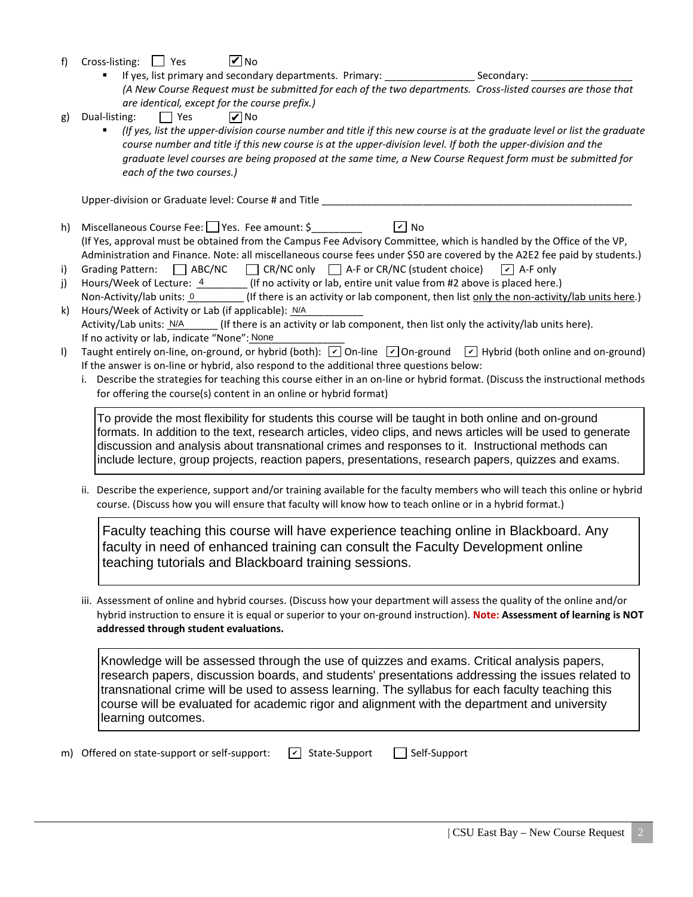f) Cross-listing: ☐ Yes ☑ No

- If yes, list primary and secondary departments. Primary: _______________ Secondary: _________________
  *(A New Course Request must be submitted for each of the two departments. Cross-listed courses are those that are identical, except for the course prefix.)*

g) Dual-listing: ☐ Yes ☑ No

- *(If yes, list the upper-division course number and title if this new course is at the graduate level or list the graduate course number and title if this new course is at the upper-division level. If both the upper-division and the graduate level courses are being proposed at the same time, a New Course Request form must be submitted for each of the two courses.)*

Upper-division or Graduate level: Course # and Title ________________________________________________

h) Miscellaneous Course Fee: ☐ Yes. Fee amount: $_________ ☑ No
(If Yes, approval must be obtained from the Campus Fee Advisory Committee, which is handled by the Office of the VP, Administration and Finance. Note: all miscellaneous course fees under $50 are covered by the A2E2 fee paid by students.)

i) Grading Pattern: ☐ ABC/NC ☐ CR/NC only ☐ A-F or CR/NC (student choice) ☑ A-F only

j) Hours/Week of Lecture: 4 (If no activity or lab, entire unit value from #2 above is placed here.)
Non-Activity/lab units: 0 (If there is an activity or lab component, then list only the non-activity/lab units here.)

k) Hours/Week of Activity or Lab (if applicable): N/A
Activity/Lab units: N/A (If there is an activity or lab component, then list only the activity/lab units here).
If no activity or lab, indicate "None": None

l) Taught entirely on-line, on-ground, or hybrid (both): ☑ On-line ☑ On-ground ☑ Hybrid (both online and on-ground)
If the answer is on-line or hybrid, also respond to the additional three questions below:

i. Describe the strategies for teaching this course either in an on-line or hybrid format. (Discuss the instructional methods for offering the course(s) content in an online or hybrid format)

> To provide the most flexibility for students this course will be taught in both online and on-ground formats. In addition to the text, research articles, video clips, and news articles will be used to generate discussion and analysis about transnational crimes and responses to it. Instructional methods can include lecture, group projects, reaction papers, presentations, research papers, quizzes and exams.

ii. Describe the experience, support and/or training available for the faculty members who will teach this online or hybrid course. (Discuss how you will ensure that faculty will know how to teach online or in a hybrid format.)

> Faculty teaching this course will have experience teaching online in Blackboard. Any faculty in need of enhanced training can consult the Faculty Development online teaching tutorials and Blackboard training sessions.

iii. Assessment of online and hybrid courses. (Discuss how your department will assess the quality of the online and/or hybrid instruction to ensure it is equal or superior to your on-ground instruction). **Note: Assessment of learning is NOT addressed through student evaluations.**

> Knowledge will be assessed through the use of quizzes and exams. Critical analysis papers, research papers, discussion boards, and students' presentations addressing the issues related to transnational crime will be used to assess learning. The syllabus for each faculty teaching this course will be evaluated for academic rigor and alignment with the department and university learning outcomes.

m) Offered on state-support or self-support: ☑ State-Support ☐ Self-Support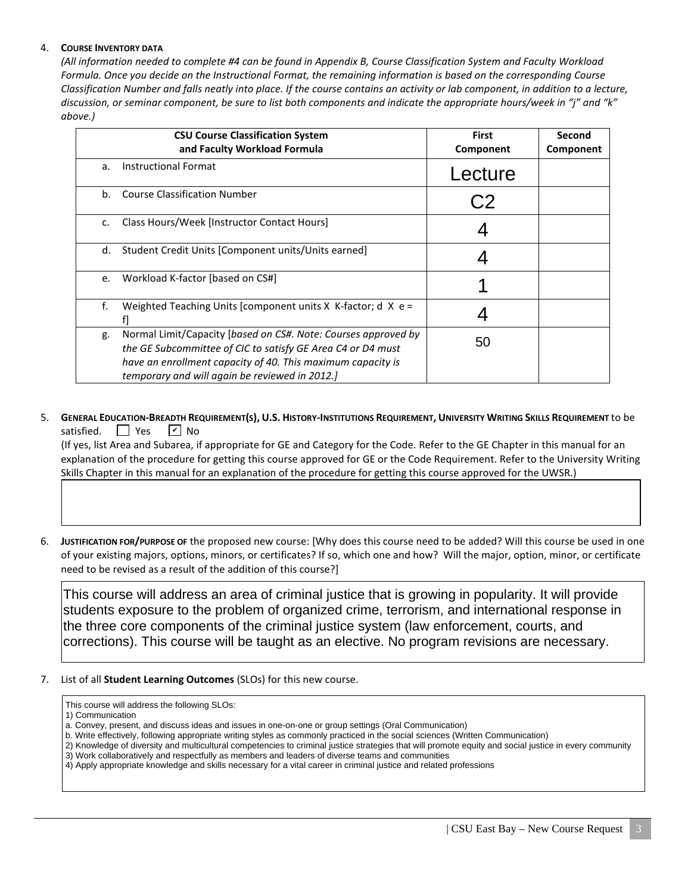4. **COURSE INVENTORY DATA**
*(All information needed to complete #4 can be found in Appendix B, Course Classification System and Faculty Workload Formula. Once you decide on the Instructional Format, the remaining information is based on the corresponding Course Classification Number and falls neatly into place. If the course contains an activity or lab component, in addition to a lecture, discussion, or seminar component, be sure to list both components and indicate the appropriate hours/week in "j" and "k" above.)*

| CSU Course Classification System and Faculty Workload Formula | First Component | Second Component |
|---|---|---|
| a. Instructional Format | Lecture | |
| b. Course Classification Number | C2 | |
| c. Class Hours/Week [Instructor Contact Hours] | 4 | |
| d. Student Credit Units [Component units/Units earned] | 4 | |
| e. Workload K-factor [based on CS#] | 1 | |
| f. Weighted Teaching Units [component units X K-factor; d X e = f] | 4 | |
| g. Normal Limit/Capacity [*based on CS#. Note: Courses approved by the GE Subcommittee of CIC to satisfy GE Area C4 or D4 must have an enrollment capacity of 40. This maximum capacity is temporary and will again be reviewed in 2012.]* | 50 | |

5. **GENERAL EDUCATION-BREADTH REQUIREMENT(S), U.S. HISTORY-INSTITUTIONS REQUIREMENT, UNIVERSITY WRITING SKILLS REQUIREMENT** to be satisfied. ☐ Yes ☑ No
(If yes, list Area and Subarea, if appropriate for GE and Category for the Code. Refer to the GE Chapter in this manual for an explanation of the procedure for getting this course approved for GE or the Code Requirement. Refer to the University Writing Skills Chapter in this manual for an explanation of the procedure for getting this course approved for the UWSR.)

6. **JUSTIFICATION FOR/PURPOSE OF** the proposed new course: [Why does this course need to be added? Will this course be used in one of your existing majors, options, minors, or certificates? If so, which one and how? Will the major, option, minor, or certificate need to be revised as a result of the addition of this course?]

This course will address an area of criminal justice that is growing in popularity. It will provide students exposure to the problem of organized crime, terrorism, and international response in the three core components of the criminal justice system (law enforcement, courts, and corrections). This course will be taught as an elective. No program revisions are necessary.

7. List of all **Student Learning Outcomes** (SLOs) for this new course.

This course will address the following SLOs:
1) Communication
a. Convey, present, and discuss ideas and issues in one-on-one or group settings (Oral Communication)
b. Write effectively, following appropriate writing styles as commonly practiced in the social sciences (Written Communication)
2) Knowledge of diversity and multicultural competencies to criminal justice strategies that will promote equity and social justice in every community
3) Work collaboratively and respectfully as members and leaders of diverse teams and communities
4) Apply appropriate knowledge and skills necessary for a vital career in criminal justice and related professions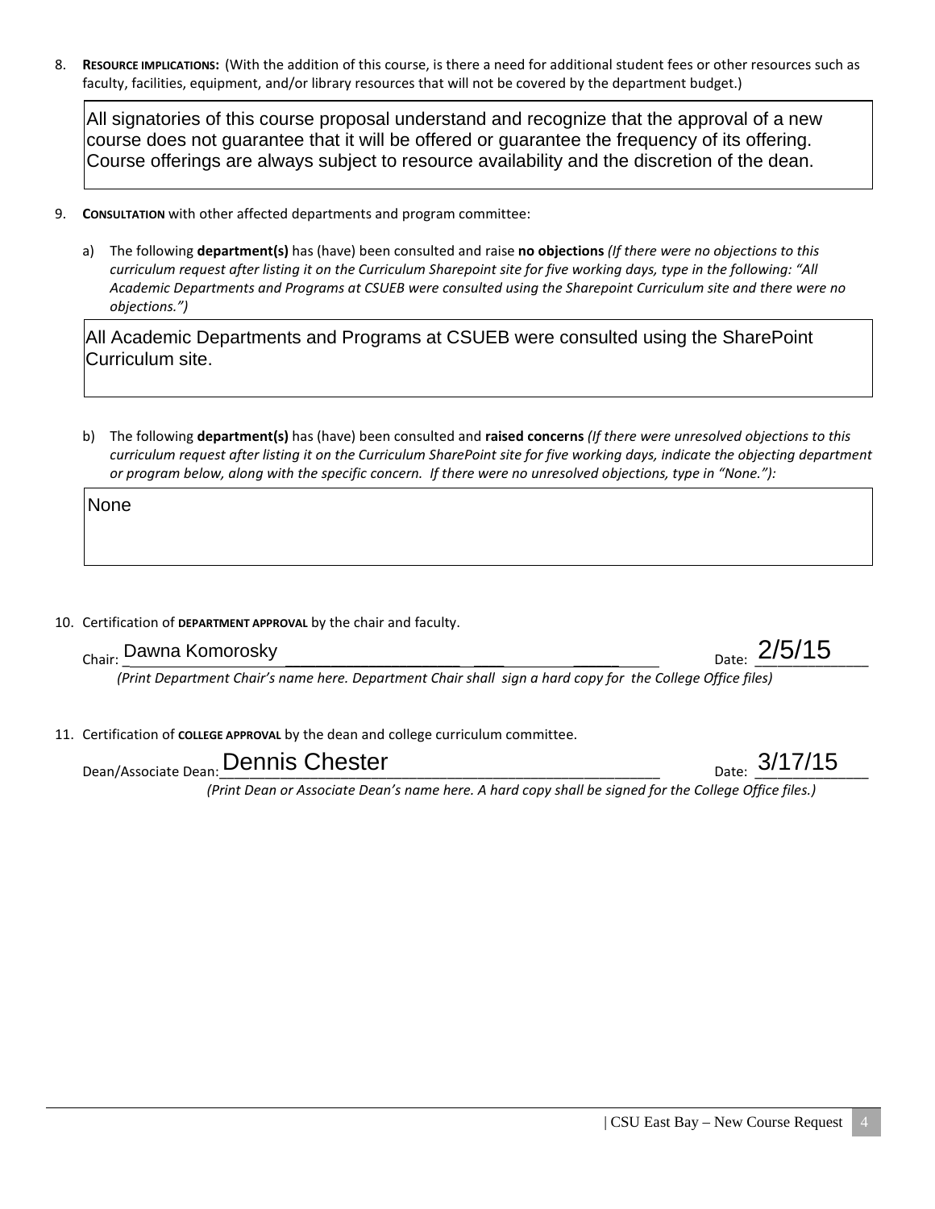8. **RESOURCE IMPLICATIONS:** (With the addition of this course, is there a need for additional student fees or other resources such as faculty, facilities, equipment, and/or library resources that will not be covered by the department budget.)

   All signatories of this course proposal understand and recognize that the approval of a new course does not guarantee that it will be offered or guarantee the frequency of its offering. Course offerings are always subject to resource availability and the discretion of the dean.

9. **CONSULTATION** with other affected departments and program committee:

   a) The following **department(s)** has (have) been consulted and raise **no objections** *(If there were no objections to this curriculum request after listing it on the Curriculum Sharepoint site for five working days, type in the following: "All Academic Departments and Programs at CSUEB were consulted using the Sharepoint Curriculum site and there were no objections.")*

   All Academic Departments and Programs at CSUEB were consulted using the SharePoint Curriculum site.

   b) The following **department(s)** has (have) been consulted and **raised concerns** *(If there were unresolved objections to this curriculum request after listing it on the Curriculum SharePoint site for five working days, indicate the objecting department or program below, along with the specific concern. If there were no unresolved objections, type in "None."):*

   None

10. Certification of **DEPARTMENT APPROVAL** by the chair and faculty.

    Chair: Dawna Komorosky Date: 2/5/15

    *(Print Department Chair's name here. Department Chair shall sign a hard copy for the College Office files)*

11. Certification of **COLLEGE APPROVAL** by the dean and college curriculum committee.

    Dean/Associate Dean: Dennis Chester Date: 3/17/15

    *(Print Dean or Associate Dean's name here. A hard copy shall be signed for the College Office files.)*